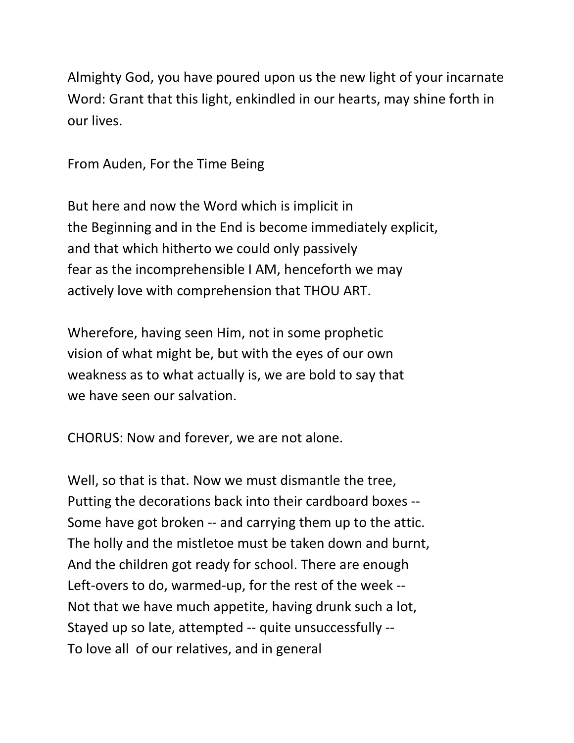Almighty God, you have poured upon us the new light of your incarnate Word: Grant that this light, enkindled in our hearts, may shine forth in our lives.

From Auden, For the Time Being

But here and now the Word which is implicit in  
the Beginning and in the End is become immediately explicit,  
and that which hitherto we could only passively  
fear as the incomprehensible I AM, henceforth we may  
actively love with comprehension that THOU ART.

Wherefore, having seen Him, not in some prophetic  
vision of what might be, but with the eyes of our own  
weakness as to what actually is, we are bold to say that  
we have seen our salvation.

CHORUS: Now and forever, we are not alone.

Well, so that is that. Now we must dismantle the tree,  
Putting the decorations back into their cardboard boxes --  
Some have got broken -- and carrying them up to the attic.  
The holly and the mistletoe must be taken down and burnt,  
And the children got ready for school. There are enough  
Left-overs to do, warmed-up, for the rest of the week --  
Not that we have much appetite, having drunk such a lot,  
Stayed up so late, attempted -- quite unsuccessfully --  
To love all of our relatives, and in general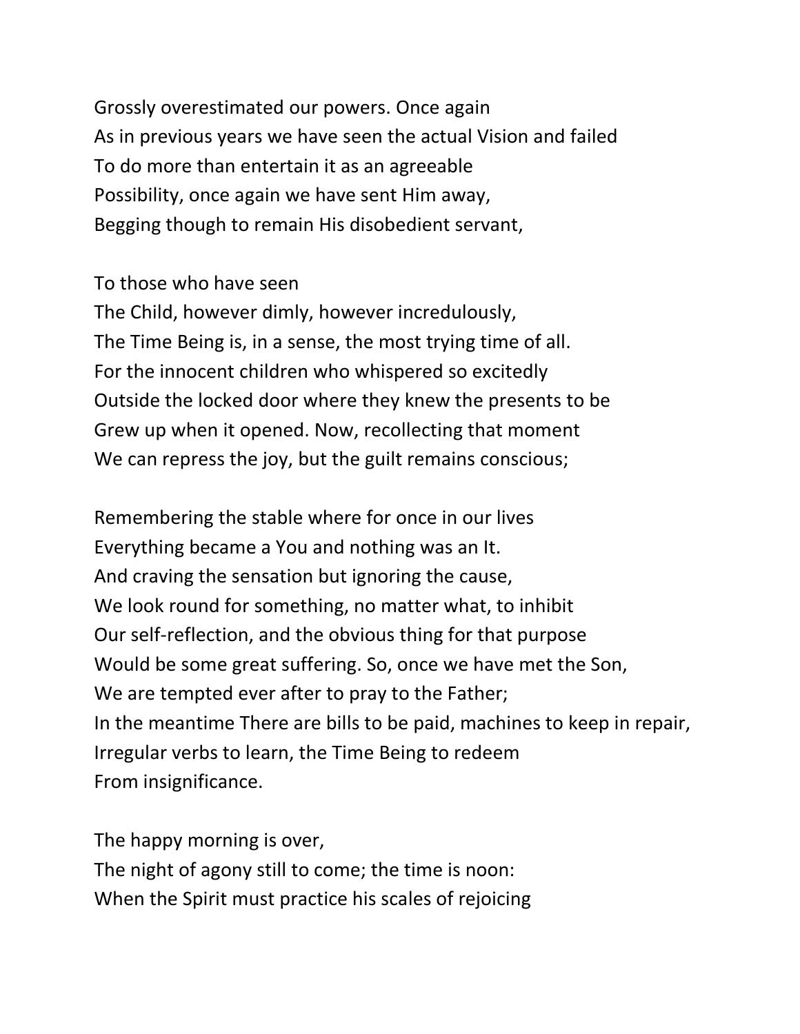Grossly overestimated our powers. Once again
As in previous years we have seen the actual Vision and failed
To do more than entertain it as an agreeable
Possibility, once again we have sent Him away,
Begging though to remain His disobedient servant,

To those who have seen
The Child, however dimly, however incredulously,
The Time Being is, in a sense, the most trying time of all.
For the innocent children who whispered so excitedly
Outside the locked door where they knew the presents to be
Grew up when it opened. Now, recollecting that moment
We can repress the joy, but the guilt remains conscious;

Remembering the stable where for once in our lives
Everything became a You and nothing was an It.
And craving the sensation but ignoring the cause,
We look round for something, no matter what, to inhibit
Our self-reflection, and the obvious thing for that purpose
Would be some great suffering. So, once we have met the Son,
We are tempted ever after to pray to the Father;
In the meantime There are bills to be paid, machines to keep in repair,
Irregular verbs to learn, the Time Being to redeem
From insignificance.

The happy morning is over,
The night of agony still to come; the time is noon:
When the Spirit must practice his scales of rejoicing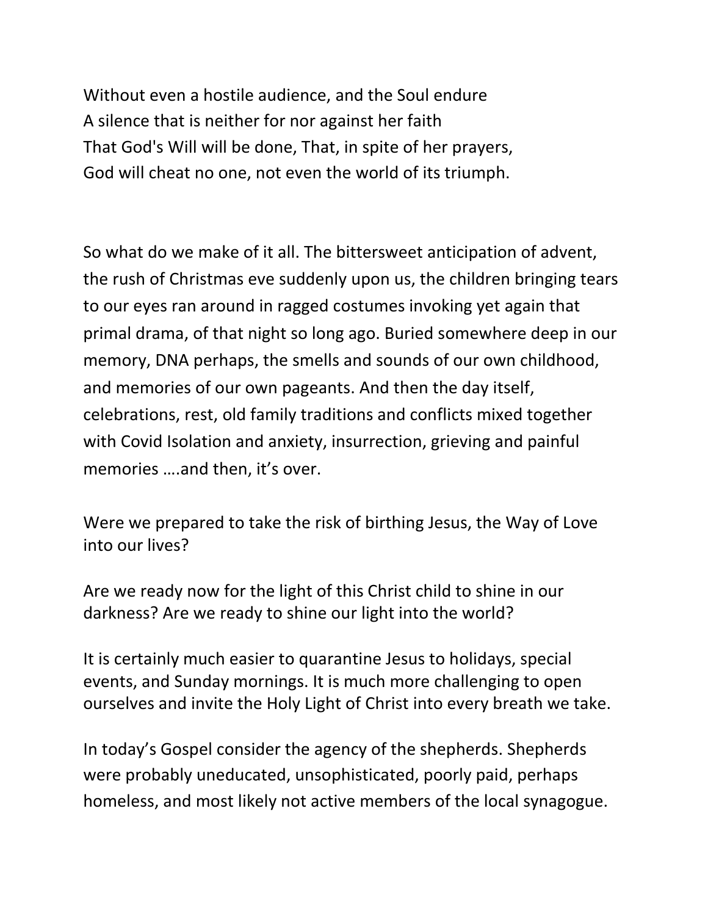Without even a hostile audience, and the Soul endure
A silence that is neither for nor against her faith
That God's Will will be done, That, in spite of her prayers,
God will cheat no one, not even the world of its triumph.

So what do we make of it all. The bittersweet anticipation of advent, the rush of Christmas eve suddenly upon us, the children bringing tears to our eyes ran around in ragged costumes invoking yet again that primal drama, of that night so long ago. Buried somewhere deep in our memory, DNA perhaps, the smells and sounds of our own childhood, and memories of our own pageants. And then the day itself, celebrations, rest, old family traditions and conflicts mixed together with Covid Isolation and anxiety, insurrection, grieving and painful memories ….and then, it's over.

Were we prepared to take the risk of birthing Jesus, the Way of Love into our lives?

Are we ready now for the light of this Christ child to shine in our darkness? Are we ready to shine our light into the world?

It is certainly much easier to quarantine Jesus to holidays, special events, and Sunday mornings. It is much more challenging to open ourselves and invite the Holy Light of Christ into every breath we take.

In today's Gospel consider the agency of the shepherds. Shepherds were probably uneducated, unsophisticated, poorly paid, perhaps homeless, and most likely not active members of the local synagogue.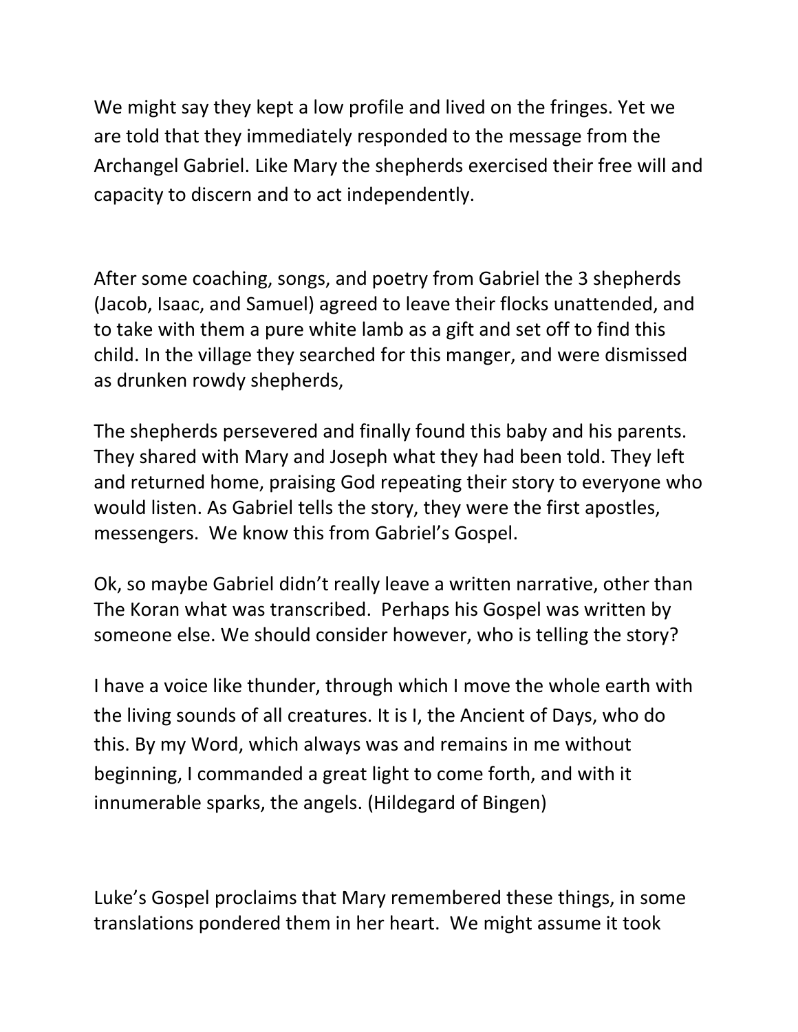We might say they kept a low profile and lived on the fringes. Yet we are told that they immediately responded to the message from the Archangel Gabriel. Like Mary the shepherds exercised their free will and capacity to discern and to act independently.

After some coaching, songs, and poetry from Gabriel the 3 shepherds (Jacob, Isaac, and Samuel) agreed to leave their flocks unattended, and to take with them a pure white lamb as a gift and set off to find this child. In the village they searched for this manger, and were dismissed as drunken rowdy shepherds,

The shepherds persevered and finally found this baby and his parents. They shared with Mary and Joseph what they had been told. They left and returned home, praising God repeating their story to everyone who would listen. As Gabriel tells the story, they were the first apostles, messengers. We know this from Gabriel's Gospel.

Ok, so maybe Gabriel didn't really leave a written narrative, other than The Koran what was transcribed. Perhaps his Gospel was written by someone else. We should consider however, who is telling the story?

I have a voice like thunder, through which I move the whole earth with the living sounds of all creatures. It is I, the Ancient of Days, who do this. By my Word, which always was and remains in me without beginning, I commanded a great light to come forth, and with it innumerable sparks, the angels. (Hildegard of Bingen)

Luke's Gospel proclaims that Mary remembered these things, in some translations pondered them in her heart. We might assume it took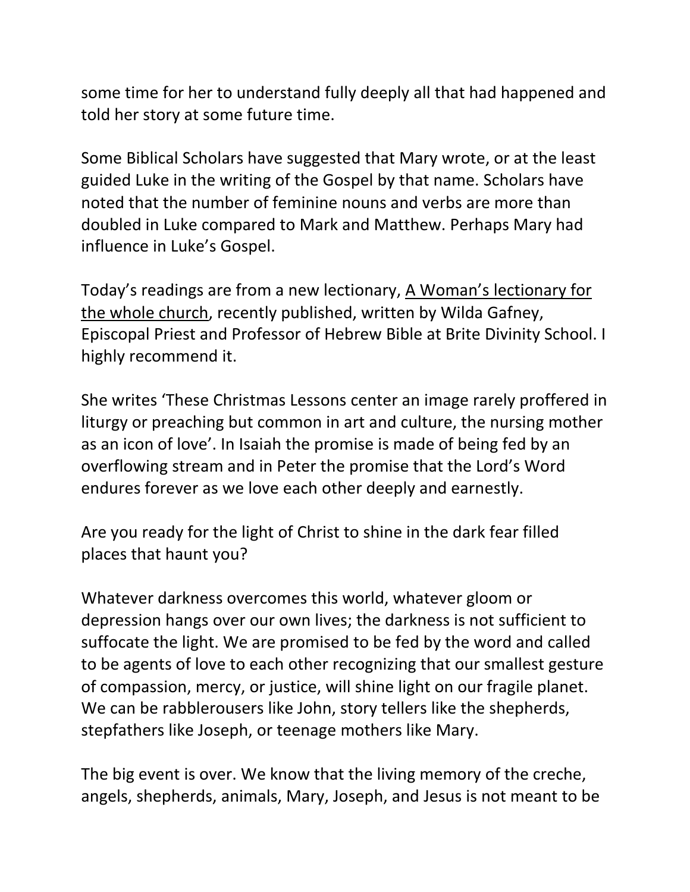some time for her to understand fully deeply all that had happened and told her story at some future time.

Some Biblical Scholars have suggested that Mary wrote, or at the least guided Luke in the writing of the Gospel by that name. Scholars have noted that the number of feminine nouns and verbs are more than doubled in Luke compared to Mark and Matthew. Perhaps Mary had influence in Luke's Gospel.

Today's readings are from a new lectionary, <u>A Woman's lectionary for the whole church</u>, recently published, written by Wilda Gafney, Episcopal Priest and Professor of Hebrew Bible at Brite Divinity School. I highly recommend it.

She writes 'These Christmas Lessons center an image rarely proffered in liturgy or preaching but common in art and culture, the nursing mother as an icon of love'. In Isaiah the promise is made of being fed by an overflowing stream and in Peter the promise that the Lord's Word endures forever as we love each other deeply and earnestly.

Are you ready for the light of Christ to shine in the dark fear filled places that haunt you?

Whatever darkness overcomes this world, whatever gloom or depression hangs over our own lives; the darkness is not sufficient to suffocate the light. We are promised to be fed by the word and called to be agents of love to each other recognizing that our smallest gesture of compassion, mercy, or justice, will shine light on our fragile planet. We can be rabblerousers like John, story tellers like the shepherds, stepfathers like Joseph, or teenage mothers like Mary.

The big event is over. We know that the living memory of the creche, angels, shepherds, animals, Mary, Joseph, and Jesus is not meant to be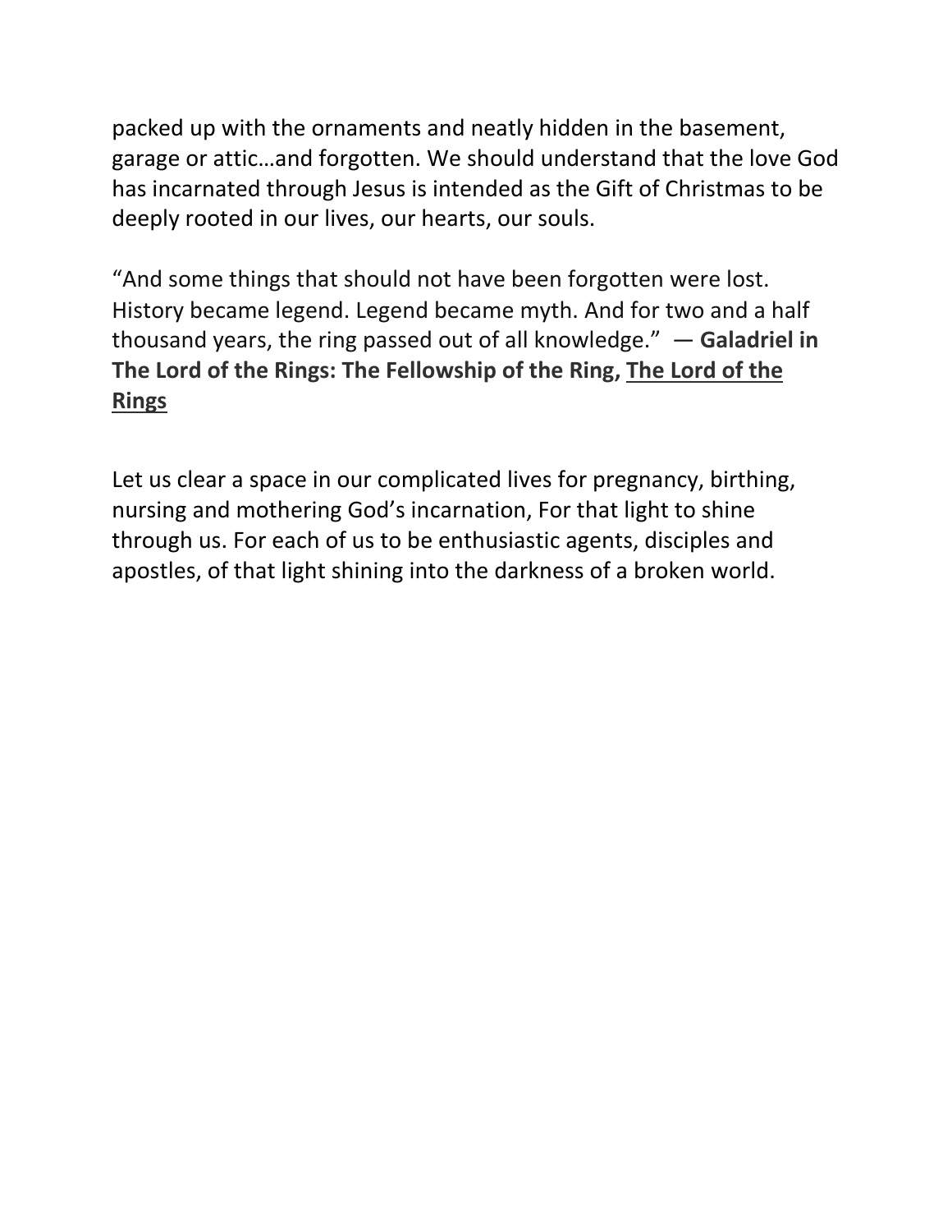packed up with the ornaments and neatly hidden in the basement, garage or attic…and forgotten. We should understand that the love God has incarnated through Jesus is intended as the Gift of Christmas to be deeply rooted in our lives, our hearts, our souls.

“And some things that should not have been forgotten were lost. History became legend. Legend became myth. And for two and a half thousand years, the ring passed out of all knowledge.” — **Galadriel in The Lord of the Rings: The Fellowship of the Ring, The Lord of the Rings**

Let us clear a space in our complicated lives for pregnancy, birthing, nursing and mothering God’s incarnation, For that light to shine through us. For each of us to be enthusiastic agents, disciples and apostles, of that light shining into the darkness of a broken world.